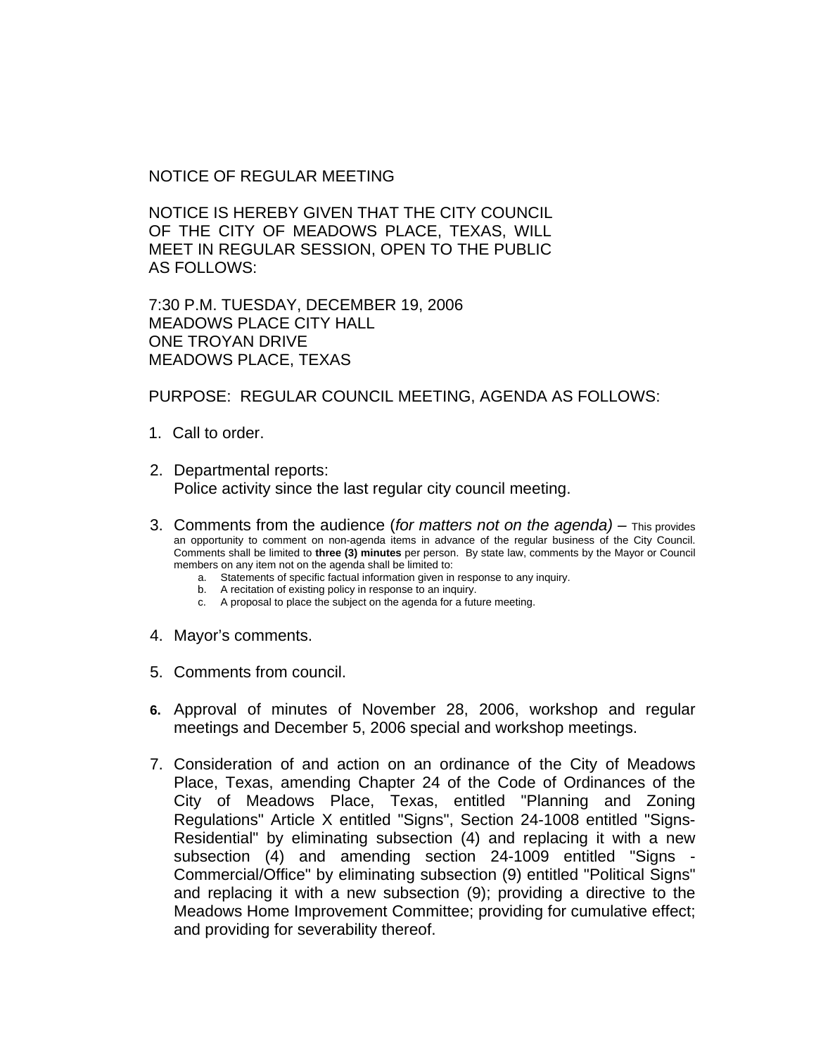NOTICE OF REGULAR MEETING

NOTICE IS HEREBY GIVEN THAT THE CITY COUNCIL OF THE CITY OF MEADOWS PLACE, TEXAS, WILL MEET IN REGULAR SESSION, OPEN TO THE PUBLIC AS FOLLOWS:

7:30 P.M. TUESDAY, DECEMBER 19, 2006
MEADOWS PLACE CITY HALL
ONE TROYAN DRIVE
MEADOWS PLACE, TEXAS

PURPOSE: REGULAR COUNCIL MEETING, AGENDA AS FOLLOWS:

1. Call to order.

2. Departmental reports:
   Police activity since the last regular city council meeting.

3. Comments from the audience (*for matters not on the agenda)* – This provides an opportunity to comment on non-agenda items in advance of the regular business of the City Council. Comments shall be limited to **three (3) minutes** per person. By state law, comments by the Mayor or Council members on any item not on the agenda shall be limited to:
   a. Statements of specific factual information given in response to any inquiry.
   b. A recitation of existing policy in response to an inquiry.
   c. A proposal to place the subject on the agenda for a future meeting.

4. Mayor's comments.

5. Comments from council.

6. Approval of minutes of November 28, 2006, workshop and regular meetings and December 5, 2006 special and workshop meetings.

7. Consideration of and action on an ordinance of the City of Meadows Place, Texas, amending Chapter 24 of the Code of Ordinances of the City of Meadows Place, Texas, entitled "Planning and Zoning Regulations" Article X entitled "Signs", Section 24-1008 entitled "Signs-Residential" by eliminating subsection (4) and replacing it with a new subsection (4) and amending section 24-1009 entitled "Signs - Commercial/Office" by eliminating subsection (9) entitled "Political Signs" and replacing it with a new subsection (9); providing a directive to the Meadows Home Improvement Committee; providing for cumulative effect; and providing for severability thereof.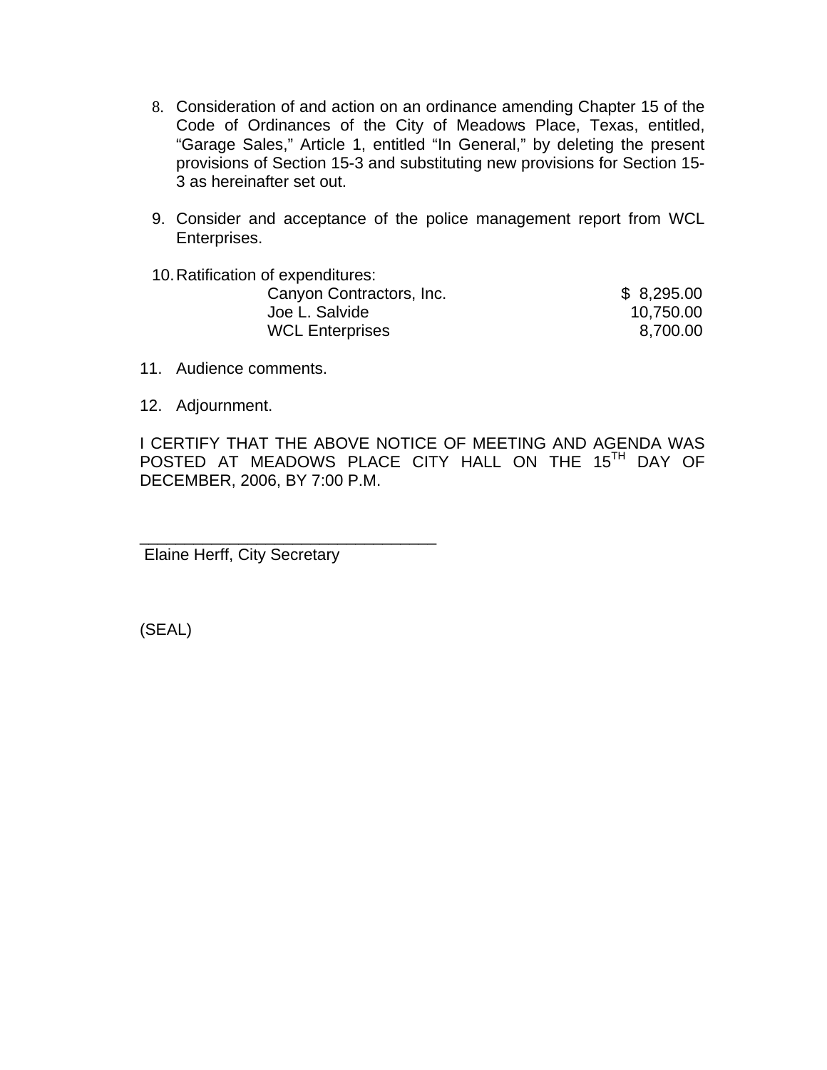8. Consideration of and action on an ordinance amending Chapter 15 of the Code of Ordinances of the City of Meadows Place, Texas, entitled, "Garage Sales," Article 1, entitled "In General," by deleting the present provisions of Section 15-3 and substituting new provisions for Section 15-3 as hereinafter set out.

9. Consider and acceptance of the police management report from WCL Enterprises.

10. Ratification of expenditures:

| | |
|---|---|
| Canyon Contractors, Inc. | $ 8,295.00 |
| Joe L. Salvide | 10,750.00 |
| WCL Enterprises | 8,700.00 |

11. Audience comments.

12. Adjournment.

I CERTIFY THAT THE ABOVE NOTICE OF MEETING AND AGENDA WAS POSTED AT MEADOWS PLACE CITY HALL ON THE 15TH DAY OF DECEMBER, 2006, BY 7:00 P.M.

_________________________________

Elaine Herff, City Secretary

(SEAL)